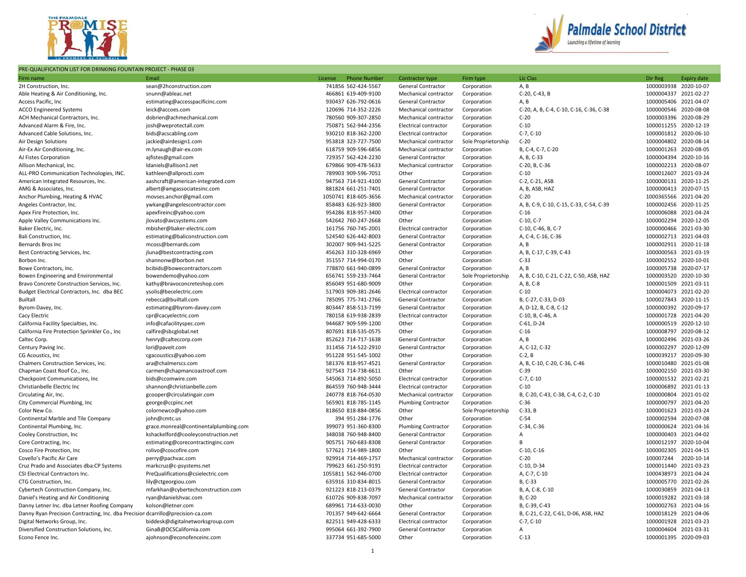PRE-QUALIFICATION LIST FOR DRINKING FOUNTAIN PROJECT - PHASE 03

| Firm name | Email | License | Phone Number | Contractor type | Firm type | Lic Clas | Dir Reg | Expiry date |
|---|---|---|---|---|---|---|---|---|
| 2H Construction, Inc. | sean@2hconstruction.com | 741856 | 562-424-5567 | General Contractor | Corporation | A, B | 1000003938 | 2020-10-07 |
| Able Heating & Air Conditioning, Inc. | snunn@ableac.net | 466861 | 619-409-9100 | Mechanical contractor | Corporation | C-20, C-43, B | 1000004337 | 2021-02-27 |
| Access Pacific, Inc | estimating@accesspacificinc.com | 930437 | 626-792-0616 | General Contractor | Corporation | A, B | 1000005406 | 2021-04-07 |
| ACCO Engineered Systems | leick@accoes.com | 120696 | 714-352-2226 | Mechanical contractor | Corporation | C-20, A, B, C-4, C-10, C-16, C-36, C-38 | 1000000546 | 2020-08-08 |
| ACH Mechanical Contractors, Inc. | dobrien@achmechanical.com | 780560 | 909-307-2850 | Mechanical contractor | Corporation | C-20 | 1000003396 | 2020-08-29 |
| Advanced Alarm & Fire, Inc. | josh@weprotectall.com | 750871 | 562-944-2356 | Electrical contractor | Corporation | C-10 | 1000011255 | 2020-12-19 |
| Advanced Cable Solutions, Inc. | bids@acscabling.com | 930210 | 818-362-2200 | Electrical contractor | Corporation | C-7, C-10 | 1000001812 | 2020-06-10 |
| Air Design Solutions | jackie@airdesign1.com | 953818 | 323-727-7500 | Mechanical contractor | Sole Proprietorship | C-20 | 1000004802 | 2020-08-14 |
| Air-Ex Air Conditioning, Inc. | m.lynaugh@air-ex.com | 618759 | 909-596-6856 | Mechanical contractor | Corporation | B, C-4, C-7, C-20 | 1000001263 | 2020-08-05 |
| AJ Fistes Corporation | ajfistes@gmail.com | 729357 | 562-424-2230 | General Contractor | Corporation | A, B, C-33 | 1000004394 | 2020-10-16 |
| Allison Mechanical, Inc. | ldaniels@allison1.net | 679866 | 909-478-5633 | Mechanical contractor | Corporation | C-20, B, C-36 | 1000002213 | 2020-08-07 |
| ALL-PRO Communication Technologies, INC. | kathleen@allprocti.com | 789903 | 909-596-7051 | Other | Corporation | C-10 | 1000012607 | 2021-03-24 |
| American Integrated Resources, Inc. | aashcraft@american-integrated.com | 947563 | 714-921-4100 | General Contractor | Corporation | C-2, C-21, ASB | 1000000131 | 2020-11-25 |
| AMG & Associates, Inc. | albert@amgassociatesinc.com | 881824 | 661-251-7401 | General Contractor | Corporation | A, B, ASB, HAZ | 1000000413 | 2020-07-15 |
| Anchor Plumbing, Heating & HVAC | movses.anchor@gmail.com | 1050741 | 818-605-3656 | Mechanical contractor | Corporation | C-20 | 1000365566 | 2021-04-20 |
| Angeles Contractor, Inc. | ywkang@angelescontractor.com | 858483 | 626-923-3800 | General Contractor | Corporation | A, B, C-9, C-10, C-15, C-33, C-54, C-39 | 1000002456 | 2020-11-25 |
| Apex Fire Protection, Inc. | apexfireinc@yahoo.com | 954286 | 818-957-3400 | Other | Corporation | C-16 | 1000006088 | 2021-04-24 |
| Apple Valley Communications Inc. | jlovato@avcsystems.com | 542642 | 760-247-2668 | Other | Corporation | C-10, C-7 | 1000002294 | 2020-12-05 |
| Baker Electric, Inc. | mbisher@baker-electric.com | 161756 | 760-745-2001 | Electrical contractor | Corporation | C-10, C-46, B, C-7 | 1000000466 | 2021-03-30 |
| Bali Construction, Inc. | estimating@baliconstruction.com | 524540 | 626-442-8003 | General Contractor | Corporation | A, C-4, C-16, C-36 | 1000002713 | 2021-04-03 |
| Bernards Bros Inc | mcoss@bernards.com | 302007 | 909-941-5225 | General Contractor | Corporation | A, B | 1000002911 | 2020-11-18 |
| Best Contracting Services, Inc. | jluna@bestcontracting.com | 456263 | 310-328-6969 | Other | Corporation | A, B, C-17, C-39, C-43 | 1000000563 | 2021-03-19 |
| Borbon Inc. | shannonw@borbon.net | 351557 | 714-994-0170 | Other | Corporation | C-33 | 1000002552 | 2020-10-01 |
| Bowe Contractors, Inc. | bcibids@bowecontractors.com | 778870 | 661-940-0899 | General Contractor | Corporation | A, B | 1000005738 | 2020-07-17 |
| Bowen Engineering and Environmental | bowendemo@yahoo.com | 656741 | 559-233-7464 | General Contractor | Sole Proprietorship | A, B, C-10, C-21, C-22, C-50, ASB, HAZ | 1000003520 | 2020-10-30 |
| Bravo Concrete Construction Services, Inc. | kathy@bravoconcreteshop.com | 856049 | 951-680-9009 | Other | Corporation | A, B, C-8 | 1000001509 | 2021-03-11 |
| Budget Electrical Contractors, Inc. dba BEC | ysolis@becelectric.com | 517903 | 909-381-2646 | Electrical contractor | Corporation | C-10 | 1000004073 | 2021-02-20 |
| Builtall | rebecca@builtall.com | 785095 | 775-741-2766 | General Contractor | Corporation | B, C-27, C-33, D-03 | 1000027843 | 2020-11-15 |
| Byrom-Davey, Inc. | estimating@byrom-davey.com | 803447 | 858-513-7199 | General Contractor | Corporation | A, D-12, B, C-8, C-12 | 1000000392 | 2020-09-17 |
| Cacy Electric | cpr@cacyelectric.com | 780158 | 619-938-2839 | Electrical contractor | Corporation | C-10, B, C-46, A | 1000001728 | 2021-04-20 |
| California Facility Specialties, Inc. | info@cafacilityspec.com | 944687 | 909-599-1200 | Other | Corporation | C-61, D-24 | 1000000519 | 2020-12-10 |
| California Fire Protection Sprinkler Co., Inc | calfire@sbcglobal.net | 807691 | 818-535-0575 | Other | Corporation | C-16 | 1000008797 | 2020-08-12 |
| Caltec Corp. | henry@calteccorp.com | 852623 | 714-717-1638 | General Contractor | Corporation | A, B | 1000002496 | 2021-03-26 |
| Century Paving Inc. | lori@paveit.com | 311456 | 714-522-2910 | General Contractor | Corporation | A, C-12, C-32 | 1000002297 | 2020-12-09 |
| CG Acoustics, Inc | cgacoustics@yahoo.com | 951228 | 951-545-1002 | Other | Corporation | C-2, B | 1000039217 | 2020-09-30 |
| Chalmers Construction Services, Inc. | ara@chalmerscs.com | 581376 | 818-957-4521 | General Contractor | Corporation | A, B, C-10, C-20, C-36, C-46 | 1000010480 | 2021-01-08 |
| Chapman Coast Roof Co., Inc. | carmen@chapmancoastroof.com | 927543 | 714-738-6611 | Other | Corporation | C-39 | 1000002150 | 2021-03-30 |
| Checkpoint Communications, Inc | bids@ccomwire.com | 545063 | 714-892-5050 | Electrical contractor | Corporation | C-7, C-10 | 1000001532 | 2021-02-21 |
| Christianbelle Electric Inc | shannon@christianbelle.com | 864559 | 760-948-3444 | Electrical contractor | Corporation | C-10 | 1000006892 | 2021-01-13 |
| Circulating Air, Inc. | gcooper@circulatingair.com | 240778 | 818-764-0530 | Mechanical contractor | Corporation | B, C-20, C-43, C-38, C-4, C-2, C-10 | 1000000804 | 2021-01-02 |
| City Commercial Plumbing, Inc | george@ccpinc.net | 565901 | 818-785-1145 | Plumbing Contractor | Corporation | C-36 | 1000000797 | 2021-04-20 |
| Color New Co. | colornewco@yahoo.com | 818650 | 818-884-0856 | Other | Sole Proprietorship | C-33, B | 1000001623 | 2021-03-24 |
| Continental Marble and Tile Company | john@cmtc.us | 394 | 951-284-1776 | Other | Corporation | C-54 | 1000002594 | 2020-07-08 |
| Continental Plumbing, Inc. | grace.monreal@continentalplumbing.com | 399073 | 951-360-8300 | Plumbing Contractor | Corporation | C-34, C-36 | 1000000624 | 2021-04-16 |
| Cooley Construction, Inc | kshackelford@cooleyconstruction.net | 348038 | 760-948-8400 | General Contractor | Corporation | A | 1000000403 | 2021-04-02 |
| Core Contracting, Inc. | estimating@corecontractinginc.com | 905751 | 760-683-8308 | General Contractor | Corporation | B | 1000012197 | 2020-10-04 |
| Cosco Fire Protection, Inc | rolivo@coscofire.com | 577621 | 714-989-1800 | Other | Corporation | C-10, C-16 | 1000002305 | 2021-04-15 |
| Covello's Pacific Air Care | perry@pachvac.com | 929914 | 714-469-1757 | Mechanical contractor | Corporation | C-20 | 100007244 | 2020-10-14 |
| Cruz Prado and Associates dba:CP Systems | markcruz@c-psystems.net | 799623 | 661-250-9191 | Electrical contractor | Corporation | C-10, D-34 | 1000011440 | 2021-03-23 |
| CSI Electrical Contractors Inc. | PreQualifications@csielectric.com | 1055811 | 562-946-0700 | Electrical contractor | Corporation | A, C-7, C-10 | 1000438973 | 2021-04-24 |
| CTG Construction, Inc. | lily@ctgeorgiou.com | 635916 | 310-834-8015 | General Contractor | Corporation | B, C-33 | 1000005770 | 2021-02-26 |
| Cybertech Construction Company, Inc. | mfarkhan@cybertechconstruction.com | 921223 | 818-213-0379 | General Contractor | Corporation | B, A, C-8, C-10 | 1000030859 | 2021-04-13 |
| Daniel's Heating and Air Conditioning | ryan@danielshvac.com | 610726 | 909-838-7097 | Mechanical contractor | Corporation | B, C-20 | 1000019282 | 2021-03-18 |
| Danny Letner Inc. dba Letner Roofing Company | kolson@letner.com | 689961 | 714-633-0030 | Other | Corporation | B, C-39, C-43 | 1000002763 | 2021-04-16 |
| Danny Ryan Precision Contracting, Inc. dba Precision | dcarrillo@precision-ca.com | 701357 | 949-642-6664 | General Contractor | Corporation | B, C-21, C-22, C-61, D-06, ASB, HAZ | 1000018129 | 2021-04-06 |
| Digital Networks Group, Inc. | biddesk@digitalnetworksgroup.com | 822511 | 949-428-6333 | Electrical contractor | Corporation | C-7, C-10 | 1000001928 | 2021-03-23 |
| Diversified Construction Solutions, Inc. | GinaB@DCSCalifornia.com | 995064 | 661-392-7900 | General Contractor | Corporation | A | 1000004604 | 2021-03-31 |
| Econo Fence Inc. | ajohnson@econofenceinc.com | 337734 | 951-685-5000 | Other | Corporation | C-13 | 1000001395 | 2020-09-03 |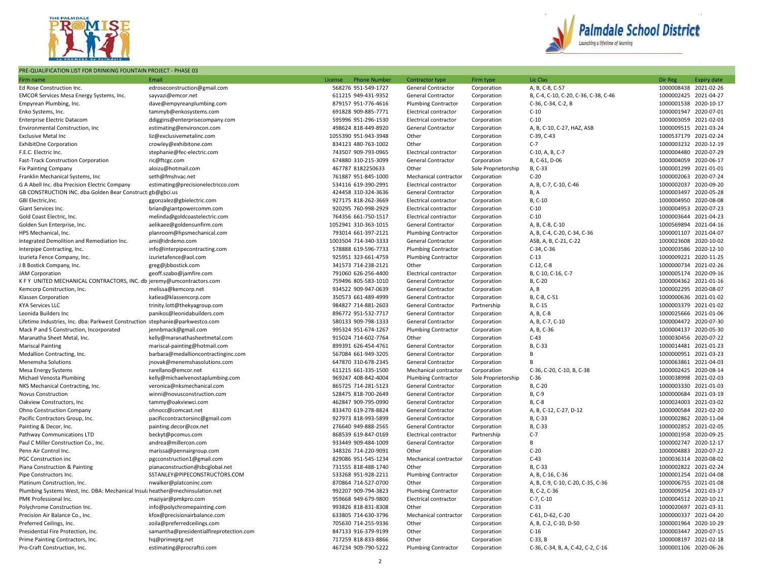PRE-QUALIFICATION LIST FOR DRINKING FOUNTAIN PROJECT - PHASE 03

| Firm name | Email | License | Phone Number | Contractor type | Firm type | Lic Clas | Dir Reg | Expiry date |
|---|---|---|---|---|---|---|---|---|
| Ed Rose Construction Inc. | edroseconstruction@gmail.com | 568276 | 951-549-1727 | General Contractor | Corporation | A, B, C-8, C-57 | 1000008438 | 2021-02-26 |
| EMCOR Services Mesa Energy Systems, Inc. | sayvazi@emcor.net | 611215 | 949-431-9352 | General Contractor | Corporation | B, C-4, C-10, C-20, C-36, C-38, C-46 | 1000002425 | 2021-04-27 |
| Empyrean Plumbing, Inc. | dave@empyreanplumbing.com | 879157 | 951-776-4616 | Plumbing Contractor | Corporation | C-36, C-34, C-2, B | 1000001538 | 2020-10-17 |
| Enko Systems, Inc. | tammyb@enkosystems.com | 691828 | 909-885-7771 | Electrical contractor | Corporation | C-10 | 1000001947 | 2020-07-01 |
| Enterprise Electric Datacom | ddiggins@enterprisecompany.com | 595996 | 951-296-1530 | Electrical contractor | Corporation | C-10 | 1000003059 | 2021-02-03 |
| Environmental Construction, Inc | estimating@environcon.com | 498624 | 818-449-8920 | General Contractor | Corporation | A, B, C-10, C-27, HAZ, ASB | 1000009515 | 2021-03-24 |
| Exclusive Metal Inc | liz@exclusivemetalinc.com | 1055390 | 951-943-3948 | Other | Corporation | C-39, C-43 | 1000537179 | 2021-02-24 |
| ExhibitOne Corporation | crowley@exhibitone.com | 834123 | 480-763-1002 | Other | Corporation | C-7 | 1000003232 | 2020-12-19 |
| F.E.C. Electric Inc. | stephanie@fec-electric.com | 743507 | 909-793-0965 | Electrical contractor | Corporation | C-10, A, B, C-7 | 1000004480 | 2020-07-29 |
| Fast-Track Construction Corporation | ric@ftcgc.com | 674880 | 310-215-3099 | General Contractor | Corporation | B, C-61, D-06 | 1000004059 | 2020-06-17 |
| Fix Painting Company | aloizu@hotmail.com | 467787 | 8182250633 | Other | Sole Proprietorship | B, C-33 | 1000001299 | 2021-01-01 |
| Franklin Mechanical Systems, Inc | seth@fmshvac.net | 761887 | 951-845-1000 | Mechanical contractor | Corporation | C-20 | 1000002063 | 2020-07-24 |
| G A Abell Inc. dba Precision Electric Company | estimating@precisionelectricco.com | 534116 | 619-390-2991 | Electrical contractor | Corporation | A, B, C-7, C-10, C-46 | 1000002037 | 2020-09-20 |
| GB CONSTRUCTION INC. dba Golden Bear Construct | gb@gbci.us | 424458 | 310-324-3636 | General Contractor | Corporation | B, A | 1000003497 | 2020-05-28 |
| GBI Electric,Inc. | ggonzalez@gbielectric.com | 927175 | 818-262-3669 | Electrical contractor | Corporation | B, C-10 | 1000004950 | 2020-08-08 |
| Giant Services Inc. | brian@giantpowercomm.com | 920295 | 760-998-2929 | Electrical contractor | Corporation | C-10 | 1000004953 | 2020-07-23 |
| Gold Coast Electric, Inc. | melinda@goldcoastelectric.com | 764356 | 661-750-1517 | Electrical contractor | Corporation | C-10 | 1000003644 | 2021-04-23 |
| Golden Sun Enterprise, Inc. | aelikaee@goldensunfirm.com | 1052941 | 310-363-1015 | General Contractor | Corporation | A, B, C-8, C-10 | 1000569894 | 2021-04-16 |
| HPS Mechanical, Inc. | planroom@hpsmechanical.com | 793014 | 661-397-2121 | Plumbing Contractor | Corporation | A, B, C-4, C-20, C-34, C-36 | 1000001107 | 2021-04-07 |
| Integrated Demolition and Remediation Inc. | ami@idrdemo.com | 1003504 | 714-340-3333 | General Contractor | Corporation | ASB, A, B, C-21, C-22 | 1000023608 | 2020-10-02 |
| Interpipe Contracting, Inc. | info@interpipecontracting.com | 578888 | 619-596-7733 | Plumbing Contractor | Corporation | C-34, C-36 | 1000003586 | 2020-12-10 |
| Izurieta Fence Company, Inc. | izurietafence@aol.com | 925951 | 323-661-4759 | Plumbing Contractor | Corporation | C-13 | 1000009221 | 2020-11-25 |
| J B Bostick Company, Inc. | greg@jbbostick.com | 341573 | 714-238-2121 | Other | Corporation | C-12, C-8 | 1000000734 | 2021-02-26 |
| JAM Corporation | geoff.szabo@jamfire.com | 791060 | 626-256-4400 | Electrical contractor | Corporation | B, C-10, C-16, C-7 | 1000005174 | 2020-09-16 |
| K F Y UNITED MECHANICAL CONTRACTORS, INC. db | jeremy@umcontractors.com | 759496 | 805-583-1010 | General Contractor | Corporation | B, C-20 | 1000004362 | 2021-01-16 |
| Kemcorp Construction, Inc. | melissa@kemcorp.net | 934522 | 909-947-0639 | General Contractor | Corporation | A, B | 1000002295 | 2020-08-07 |
| Klassen Corporation | katiea@klassencorp.com | 350573 | 661-489-4999 | General Contractor | Corporation | B, C-8, C-51 | 1000000636 | 2021-01-02 |
| KYA Services LLC | trinity.lott@thekyagroup.com | 984827 | 714-881-2603 | General Contractor | Partnership | B, C-15 | 1000003379 | 2021-01-02 |
| Leonida Builders Inc | panikos@leonidabuilders.com | 896772 | 951-532-7717 | General Contractor | Corporation | A, B, C-8 | 1000025666 | 2021-01-06 |
| Lifetime Industries, Inc. dba: Parkwest Construction | stephanie@parkwestco.com | 580133 | 909-798-1333 | General Contractor | Corporation | A, B, C-7, C-10 | 1000004472 | 2020-07-30 |
| Mack P and S Construction, Incorporated | jennbmack@gmail.com | 995324 | 951-674-1267 | Plumbing Contractor | Corporation | A, B, C-36 | 1000004137 | 2020-05-30 |
| Maranatha Sheet Metal, Inc. | kelly@maranathasheetmetal.com | 915024 | 714-602-7764 | Other | Corporation | C-43 | 1000030456 | 2020-07-22 |
| Mariscal Painting | mariscal-painting@hotmail.com | 899391 | 626-454-4761 | General Contractor | Corporation | B, C-33 | 1000014481 | 2021-01-23 |
| Medallion Contracting, Inc. | barbara@medallioncontractinginc.com | 567084 | 661-949-3205 | General Contractor | Corporation | B | 1000000951 | 2021-03-23 |
| Menemsha Solutions | jnovak@menemshasolutions.com | 647870 | 310-678-2345 | General Contractor | Corporation | B | 1000063861 | 2021-04-03 |
| Mesa Energy Systems | rarellano@emcor.net | 611215 | 661-335-1500 | Mechanical contractor | Corporation | C-36, C-20, C-10, B, C-38 | 1000002425 | 2020-08-14 |
| Michael Venosta Plumbing | kelly@michaelvenostaplumbing.com | 969247 | 408-842-4004 | Plumbing Contractor | Sole Proprietorship | C-36 | 1000038998 | 2021-02-03 |
| NKS Mechanical Contracting, Inc. | veronica@nksmechanical.com | 865725 | 714-281-5123 | General Contractor | Corporation | B, C-20 | 1000003330 | 2021-01-03 |
| Novus Construction | winni@novusconstruction.com | 528475 | 818-700-2649 | General Contractor | Corporation | B, C-9 | 1000000684 | 2021-03-19 |
| Oakview Constructors, Inc | tammy@oakviewci.com | 462847 | 909-795-0990 | General Contractor | Corporation | B, C-8 | 1000024003 | 2021-03-02 |
| Ohno Construction Company | ohnocc@comcast.net | 833470 | 619-278-8824 | General Contractor | Corporation | A, B, C-12, C-27, D-12 | 1000000584 | 2021-02-20 |
| Pacific Contractors Group, Inc. | pacificcontractorsinc@gmail.com | 927973 | 818-993-5899 | General Contractor | Corporation | B, C-33 | 1000002862 | 2020-11-04 |
| Painting & Decor, Inc. | painting.decor@cox.net | 276640 | 949-888-2565 | General Contractor | Corporation | B, C-33 | 1000002852 | 2021-02-05 |
| Pathway Communications LTD | beckyt@pcomus.com | 868539 | 619-847-0169 | Electrical contractor | Partnership | C-7 | 1000001958 | 2020-09-25 |
| Paul C Miller Construction Co., Inc. | andrea@millercon.com | 933449 | 909-484-1009 | General Contractor | Corporation | B | 1000002747 | 2020-12-17 |
| Penn Air Control Inc. | marissa@pennairgroup.com | 348326 | 714-220-9091 | Other | Corporation | C-20 | 1000004883 | 2020-07-22 |
| PGC Construction inc | pgcconstruction1@gmail.com | 829086 | 951-545-1234 | Mechanical contractor | Corporation | C-43 | 1000036314 | 2020-08-02 |
| Piana Construction & Painting | pianaconstruction@sbcglobal.net | 731555 | 818-488-1740 | Other | Corporation | B, C-33 | 1000002822 | 2021-02-24 |
| Pipe Constructors Inc. | SSTANLEY@PIPECONSTRUCTORS.COM | 533268 | 951-928-2211 | Plumbing Contractor | Corporation | A, B, C-16, C-36 | 1000001254 | 2021-04-08 |
| Platinum Construction, Inc. | nwalker@platconinc.com | 870864 | 714-527-0700 | Other | Corporation | A, B, C-9, C-10, C-20, C-35, C-36 | 1000006755 | 2021-01-08 |
| Plumbing Systems West, Inc. DBA: Mechanical Insul | heather@mechinsulation.net | 992207 | 909-794-3823 | Plumbing Contractor | Corporation | B, C-2, C-36 | 1000009254 | 2021-03-17 |
| PMK Professional Inc. | maziyar@pmkpro.com | 959668 | 949-679-9800 | Electrical contractor | Corporation | C-7, C-10 | 1000004512 | 2020-10-21 |
| Polychrome Construction Inc. | info@polychromepainting.com | 993826 | 818-831-8308 | Other | Corporation | C-33 | 1000020697 | 2021-03-31 |
| Precision Air Balance Co., Inc. | kfox@precisionairbalance.com | 633805 | 714-630-3796 | Mechanical contractor | Corporation | C-61, D-62, C-20 | 1000000337 | 2021-04-20 |
| Preferred Ceilings, Inc. | zoila@preferredceilings.com | 705630 | 714-255-9336 | Other | Corporation | A, B, C-2, C-10, D-50 | 1000001964 | 2020-10-29 |
| Presidential Fire Protection, Inc. | samantha@presidentialfireprotection.com | 847133 | 916-379-9199 | Other | Corporation | C-16 | 1000003447 | 2020-07-15 |
| Prime Painting Contractors, Inc. | hq@primeptg.net | 717259 | 818-833-8866 | Other | Corporation | C-33, B | 1000008197 | 2021-02-18 |
| Pro-Craft Construction, Inc. | estimating@procraftci.com | 467234 | 909-790-5222 | Plumbing Contractor | Corporation | C-36, C-34, B, A, C-42, C-2, C-16 | 1000001106 | 2020-06-26 |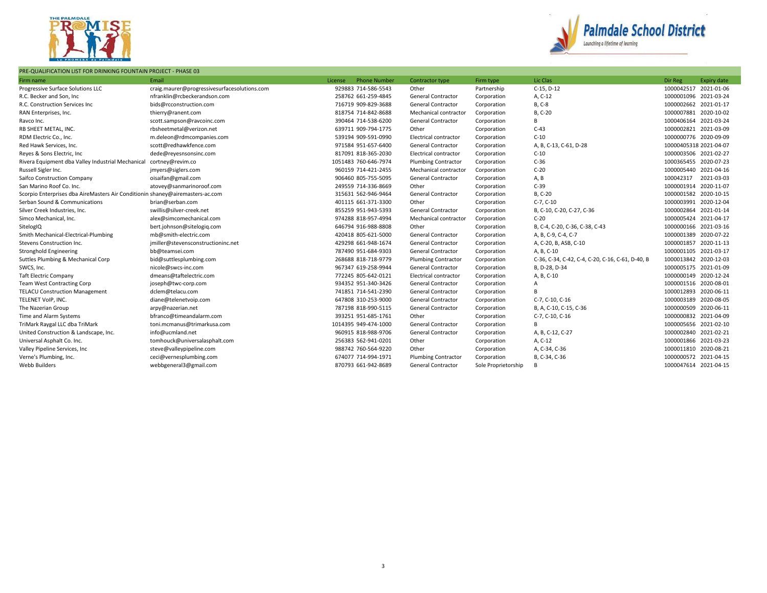PRE-QUALIFICATION LIST FOR DRINKING FOUNTAIN PROJECT - PHASE 03

| Firm name | Email | License | Phone Number | Contractor type | Firm type | Lic Clas | Dir Reg | Expiry date |
|---|---|---|---|---|---|---|---|---|
| Progressive Surface Solutions LLC | craig.maurer@progressivesurfacesolutions.com | 929883 | 714-586-5543 | Other | Partnership | C-15, D-12 | 1000042517 | 2021-01-06 |
| R.C. Becker and Son, Inc | nfranklin@rcbeckerandson.com | 258762 | 661-259-4845 | General Contractor | Corporation | A, C-12 | 1000001096 | 2021-03-24 |
| R.C. Construction Services Inc | bids@rcconstruction.com | 716719 | 909-829-3688 | General Contractor | Corporation | B, C-8 | 1000002662 | 2021-01-17 |
| RAN Enterprises, Inc. | thierry@ranent.com | 818754 | 714-842-8688 | Mechanical contractor | Corporation | B, C-20 | 1000007881 | 2020-10-02 |
| Ravco Inc. | scott.sampson@ravcoinc.com | 390464 | 714-538-6200 | General Contractor | Corporation | B | 1000406164 | 2021-03-24 |
| RB SHEET METAL, INC. | rbsheetmetal@verizon.net | 639711 | 909-794-1775 | Other | Corporation | C-43 | 1000002821 | 2021-03-09 |
| RDM Electric Co., Inc. | m.deleon@rdmcompanies.com | 539194 | 909-591-0990 | Electrical contractor | Corporation | C-10 | 1000000776 | 2020-09-09 |
| Red Hawk Services, Inc. | scott@redhawkfence.com | 971584 | 951-657-6400 | General Contractor | Corporation | A, B, C-13, C-61, D-28 | 10000405318 | 2021-04-07 |
| Reyes & Sons Electric, Inc | dede@reyesnsonsinc.com | 817091 | 818-365-2030 | Electrical contractor | Corporation | C-10 | 1000003506 | 2021-02-27 |
| Rivera Equipment dba Valley Industrial Mechanical | cortney@revim.co | 1051483 | 760-646-7974 | Plumbing Contractor | Corporation | C-36 | 1000365455 | 2020-07-23 |
| Russell Sigler Inc. | jmyers@siglers.com | 960159 | 714-421-2455 | Mechanical contractor | Corporation | C-20 | 1000005440 | 2021-04-16 |
| Saifco Construction Company | oisaifan@gmail.com | 906460 | 805-755-5095 | General Contractor | Corporation | A, B | 100042317 | 2021-03-03 |
| San Marino Roof Co. Inc. | atovey@sanmarinoroof.com | 249559 | 714-336-8669 | Other | Corporation | C-39 | 1000001914 | 2020-11-07 |
| Scorpio Enterprises dba AireMasters Air Conditionin | shaney@airemasters-ac.com | 315631 | 562-946-9464 | General Contractor | Corporation | B, C-20 | 1000001582 | 2020-10-15 |
| Serban Sound & Communications | brian@serban.com | 401115 | 661-371-3300 | Other | Corporation | C-7, C-10 | 1000003991 | 2020-12-04 |
| Silver Creek Industries, Inc. | swillis@silver-creek.net | 855259 | 951-943-5393 | General Contractor | Corporation | B, C-10, C-20, C-27, C-36 | 1000002864 | 2021-01-14 |
| Simco Mechanical, Inc. | alex@simcomechanical.com | 974288 | 818-957-4994 | Mechanical contractor | Corporation | C-20 | 1000005424 | 2021-04-17 |
| SitelogIQ | bert.johnson@sitelogiq.com | 646794 | 916-988-8808 | Other | Corporation | B, C-4, C-20, C-36, C-38, C-43 | 1000000166 | 2021-03-16 |
| Smith Mechanical-Electrical-Plumbing | mb@smith-electric.com | 420418 | 805-621-5000 | General Contractor | Corporation | A, B, C-9, C-4, C-7 | 1000001389 | 2020-07-22 |
| Stevens Construction Inc. | jmiller@stevensconstructioninc.net | 429298 | 661-948-1674 | General Contractor | Corporation | A, C-20, B, ASB, C-10 | 1000001857 | 2020-11-13 |
| Stronghold Engineering | bb@teamsei.com | 787490 | 951-684-9303 | General Contractor | Corporation | A, B, C-10 | 1000001105 | 2021-03-17 |
| Suttles Plumbing & Mechanical Corp | bid@suttlesplumbing.com | 268688 | 818-718-9779 | Plumbing Contractor | Corporation | C-36, C-34, C-42, C-4, C-20, C-16, C-61, D-40, B | 1000013842 | 2020-12-03 |
| SWCS, Inc. | nicole@swcs-inc.com | 967347 | 619-258-9944 | General Contractor | Corporation | B, D-28, D-34 | 1000005175 | 2021-01-09 |
| Taft Electric Company | dmeans@taftelectric.com | 772245 | 805-642-0121 | Electrical contractor | Corporation | A, B, C-10 | 1000000149 | 2020-12-24 |
| Team West Contracting Corp | joseph@twc-corp.com | 934352 | 951-340-3426 | General Contractor | Corporation | A | 1000001516 | 2020-08-01 |
| TELACU Construction Management | dclem@telacu.com | 741851 | 714-541-2390 | General Contractor | Corporation | B | 1000012893 | 2020-06-11 |
| TELENET VoIP, INC. | diane@telenetvoip.com | 647808 | 310-253-9000 | General Contractor | Corporation | C-7, C-10, C-16 | 1000003189 | 2020-08-05 |
| The Nazerian Group | arpy@nazerian.net | 787198 | 818-990-5115 | General Contractor | Corporation | B, A, C-10, C-15, C-36 | 1000000509 | 2020-06-11 |
| Time and Alarm Systems | bfranco@timeandalarm.com | 393251 | 951-685-1761 | Other | Corporation | C-7, C-10, C-16 | 1000000832 | 2021-04-09 |
| TriMark Raygal LLC dba TriMark | toni.mcmanus@trimarkusa.com | 1014395 | 949-474-1000 | General Contractor | Corporation | B | 1000005656 | 2021-02-10 |
| United Construction & Landscape, Inc. | info@ucmland.net | 960915 | 818-988-9706 | General Contractor | Corporation | A, B, C-12, C-27 | 1000002840 | 2021-02-21 |
| Universal Asphalt Co. Inc. | tomhouck@universalasphalt.com | 256383 | 562-941-0201 | Other | Corporation | A, C-12 | 1000001866 | 2021-03-23 |
| Valley Pipeline Services, Inc | steve@valleypipeline.com | 988742 | 760-564-9220 | Other | Corporation | A, C-34, C-36 | 1000011810 | 2020-08-21 |
| Verne's Plumbing, Inc. | ceci@vernesplumbing.com | 674077 | 714-994-1971 | Plumbing Contractor | Corporation | B, C-34, C-36 | 1000000572 | 2021-04-15 |
| Webb Builders | webbgeneral3@gmail.com | 870793 | 661-942-8689 | General Contractor | Sole Proprietorship | B | 1000047614 | 2021-04-15 |